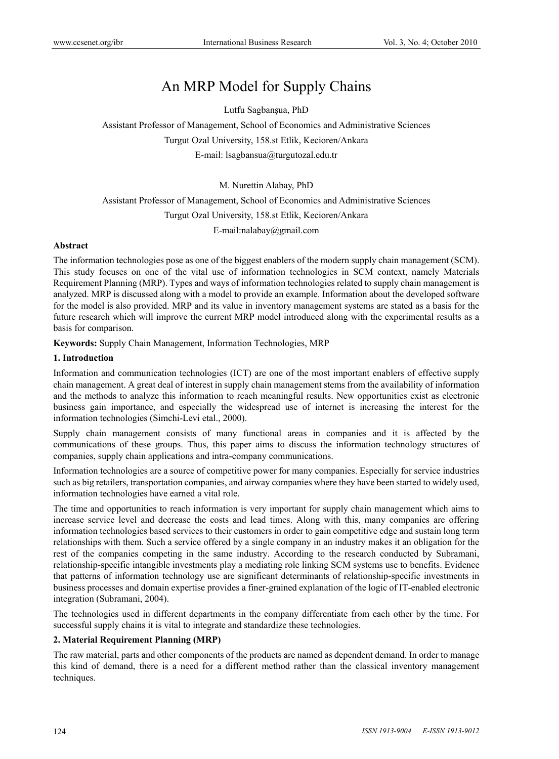# An MRP Model for Supply Chains

Lutfu Sagbanşua, PhD

Assistant Professor of Management, School of Economics and Administrative Sciences

Turgut Ozal University, 158.st Etlik, Kecioren/Ankara

E-mail: lsagbansua@turgutozal.edu.tr

M. Nurettin Alabay, PhD

Assistant Professor of Management, School of Economics and Administrative Sciences

Turgut Ozal University, 158.st Etlik, Kecioren/Ankara

E-mail:nalabay@gmail.com

**Abstract**

The information technologies pose as one of the biggest enablers of the modern supply chain management (SCM). This study focuses on one of the vital use of information technologies in SCM context, namely Materials Requirement Planning (MRP). Types and ways of information technologies related to supply chain management is analyzed. MRP is discussed along with a model to provide an example. Information about the developed software for the model is also provided. MRP and its value in inventory management systems are stated as a basis for the future research which will improve the current MRP model introduced along with the experimental results as a basis for comparison.

**Keywords:** Supply Chain Management, Information Technologies, MRP

## 1. Introduction

Information and communication technologies (ICT) are one of the most important enablers of effective supply chain management. A great deal of interest in supply chain management stems from the availability of information and the methods to analyze this information to reach meaningful results. New opportunities exist as electronic business gain importance, and especially the widespread use of internet is increasing the interest for the information technologies (Simchi-Levi etal., 2000).

Supply chain management consists of many functional areas in companies and it is affected by the communications of these groups. Thus, this paper aims to discuss the information technology structures of companies, supply chain applications and intra-company communications.

Information technologies are a source of competitive power for many companies. Especially for service industries such as big retailers, transportation companies, and airway companies where they have been started to widely used, information technologies have earned a vital role.

The time and opportunities to reach information is very important for supply chain management which aims to increase service level and decrease the costs and lead times. Along with this, many companies are offering information technologies based services to their customers in order to gain competitive edge and sustain long term relationships with them. Such a service offered by a single company in an industry makes it an obligation for the rest of the companies competing in the same industry. According to the research conducted by Subramani, relationship-specific intangible investments play a mediating role linking SCM systems use to benefits. Evidence that patterns of information technology use are significant determinants of relationship-specific investments in business processes and domain expertise provides a finer-grained explanation of the logic of IT-enabled electronic integration (Subramani, 2004).

The technologies used in different departments in the company differentiate from each other by the time. For successful supply chains it is vital to integrate and standardize these technologies.

## 2. Material Requirement Planning (MRP)

The raw material, parts and other components of the products are named as dependent demand. In order to manage this kind of demand, there is a need for a different method rather than the classical inventory management techniques.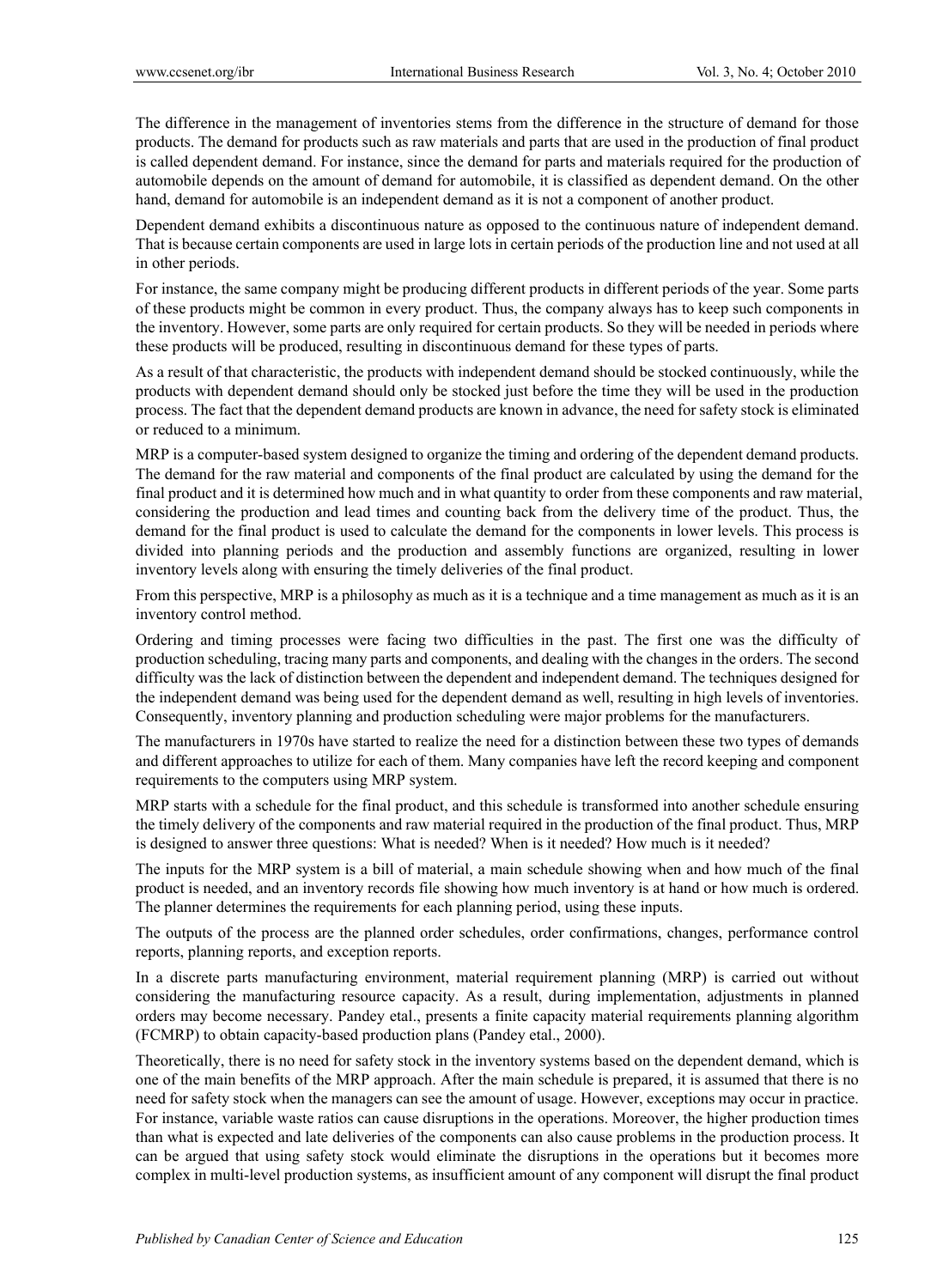The difference in the management of inventories stems from the difference in the structure of demand for those products. The demand for products such as raw materials and parts that are used in the production of final product is called dependent demand. For instance, since the demand for parts and materials required for the production of automobile depends on the amount of demand for automobile, it is classified as dependent demand. On the other hand, demand for automobile is an independent demand as it is not a component of another product.

Dependent demand exhibits a discontinuous nature as opposed to the continuous nature of independent demand. That is because certain components are used in large lots in certain periods of the production line and not used at all in other periods.

For instance, the same company might be producing different products in different periods of the year. Some parts of these products might be common in every product. Thus, the company always has to keep such components in the inventory. However, some parts are only required for certain products. So they will be needed in periods where these products will be produced, resulting in discontinuous demand for these types of parts.

As a result of that characteristic, the products with independent demand should be stocked continuously, while the products with dependent demand should only be stocked just before the time they will be used in the production process. The fact that the dependent demand products are known in advance, the need for safety stock is eliminated or reduced to a minimum.

MRP is a computer-based system designed to organize the timing and ordering of the dependent demand products. The demand for the raw material and components of the final product are calculated by using the demand for the final product and it is determined how much and in what quantity to order from these components and raw material, considering the production and lead times and counting back from the delivery time of the product. Thus, the demand for the final product is used to calculate the demand for the components in lower levels. This process is divided into planning periods and the production and assembly functions are organized, resulting in lower inventory levels along with ensuring the timely deliveries of the final product.

From this perspective, MRP is a philosophy as much as it is a technique and a time management as much as it is an inventory control method.

Ordering and timing processes were facing two difficulties in the past. The first one was the difficulty of production scheduling, tracing many parts and components, and dealing with the changes in the orders. The second difficulty was the lack of distinction between the dependent and independent demand. The techniques designed for the independent demand was being used for the dependent demand as well, resulting in high levels of inventories. Consequently, inventory planning and production scheduling were major problems for the manufacturers.

The manufacturers in 1970s have started to realize the need for a distinction between these two types of demands and different approaches to utilize for each of them. Many companies have left the record keeping and component requirements to the computers using MRP system.

MRP starts with a schedule for the final product, and this schedule is transformed into another schedule ensuring the timely delivery of the components and raw material required in the production of the final product. Thus, MRP is designed to answer three questions: What is needed? When is it needed? How much is it needed?

The inputs for the MRP system is a bill of material, a main schedule showing when and how much of the final product is needed, and an inventory records file showing how much inventory is at hand or how much is ordered. The planner determines the requirements for each planning period, using these inputs.

The outputs of the process are the planned order schedules, order confirmations, changes, performance control reports, planning reports, and exception reports.

In a discrete parts manufacturing environment, material requirement planning (MRP) is carried out without considering the manufacturing resource capacity. As a result, during implementation, adjustments in planned orders may become necessary. Pandey etal., presents a finite capacity material requirements planning algorithm (FCMRP) to obtain capacity-based production plans (Pandey etal., 2000).

Theoretically, there is no need for safety stock in the inventory systems based on the dependent demand, which is one of the main benefits of the MRP approach. After the main schedule is prepared, it is assumed that there is no need for safety stock when the managers can see the amount of usage. However, exceptions may occur in practice. For instance, variable waste ratios can cause disruptions in the operations. Moreover, the higher production times than what is expected and late deliveries of the components can also cause problems in the production process. It can be argued that using safety stock would eliminate the disruptions in the operations but it becomes more complex in multi-level production systems, as insufficient amount of any component will disrupt the final product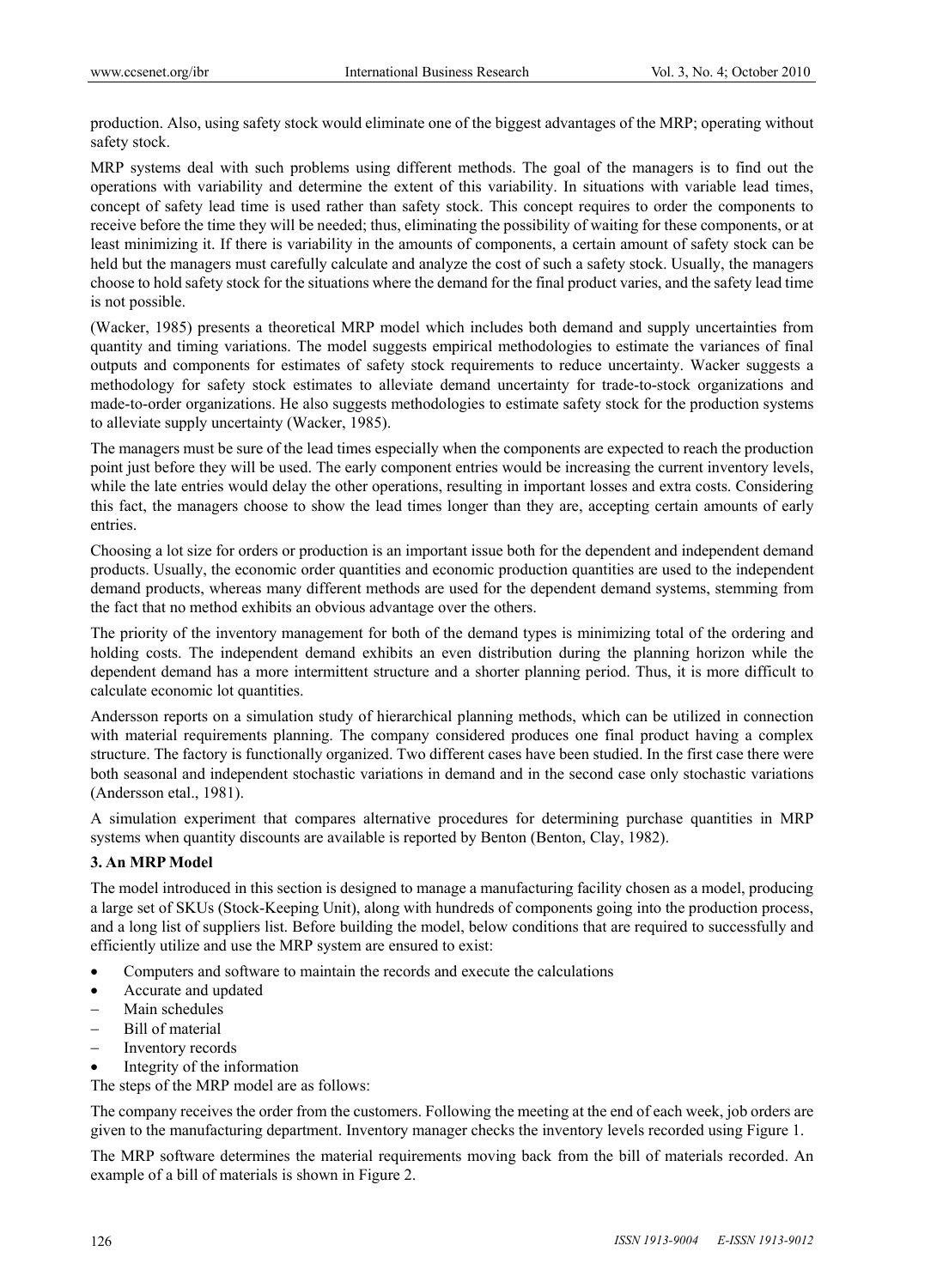production. Also, using safety stock would eliminate one of the biggest advantages of the MRP; operating without safety stock.

MRP systems deal with such problems using different methods. The goal of the managers is to find out the operations with variability and determine the extent of this variability. In situations with variable lead times, concept of safety lead time is used rather than safety stock. This concept requires to order the components to receive before the time they will be needed; thus, eliminating the possibility of waiting for these components, or at least minimizing it. If there is variability in the amounts of components, a certain amount of safety stock can be held but the managers must carefully calculate and analyze the cost of such a safety stock. Usually, the managers choose to hold safety stock for the situations where the demand for the final product varies, and the safety lead time is not possible.

(Wacker, 1985) presents a theoretical MRP model which includes both demand and supply uncertainties from quantity and timing variations. The model suggests empirical methodologies to estimate the variances of final outputs and components for estimates of safety stock requirements to reduce uncertainty. Wacker suggests a methodology for safety stock estimates to alleviate demand uncertainty for trade-to-stock organizations and made-to-order organizations. He also suggests methodologies to estimate safety stock for the production systems to alleviate supply uncertainty (Wacker, 1985).

The managers must be sure of the lead times especially when the components are expected to reach the production point just before they will be used. The early component entries would be increasing the current inventory levels, while the late entries would delay the other operations, resulting in important losses and extra costs. Considering this fact, the managers choose to show the lead times longer than they are, accepting certain amounts of early entries.

Choosing a lot size for orders or production is an important issue both for the dependent and independent demand products. Usually, the economic order quantities and economic production quantities are used to the independent demand products, whereas many different methods are used for the dependent demand systems, stemming from the fact that no method exhibits an obvious advantage over the others.

The priority of the inventory management for both of the demand types is minimizing total of the ordering and holding costs. The independent demand exhibits an even distribution during the planning horizon while the dependent demand has a more intermittent structure and a shorter planning period. Thus, it is more difficult to calculate economic lot quantities.

Andersson reports on a simulation study of hierarchical planning methods, which can be utilized in connection with material requirements planning. The company considered produces one final product having a complex structure. The factory is functionally organized. Two different cases have been studied. In the first case there were both seasonal and independent stochastic variations in demand and in the second case only stochastic variations (Andersson etal., 1981).

A simulation experiment that compares alternative procedures for determining purchase quantities in MRP systems when quantity discounts are available is reported by Benton (Benton, Clay, 1982).

## 3. An MRP Model

The model introduced in this section is designed to manage a manufacturing facility chosen as a model, producing a large set of SKUs (Stock-Keeping Unit), along with hundreds of components going into the production process, and a long list of suppliers list. Before building the model, below conditions that are required to successfully and efficiently utilize and use the MRP system are ensured to exist:

- Computers and software to maintain the records and execute the calculations
- Accurate and updated
  - Main schedules
  - Bill of material
  - Inventory records
- Integrity of the information

The steps of the MRP model are as follows:

The company receives the order from the customers. Following the meeting at the end of each week, job orders are given to the manufacturing department. Inventory manager checks the inventory levels recorded using Figure 1.

The MRP software determines the material requirements moving back from the bill of materials recorded. An example of a bill of materials is shown in Figure 2.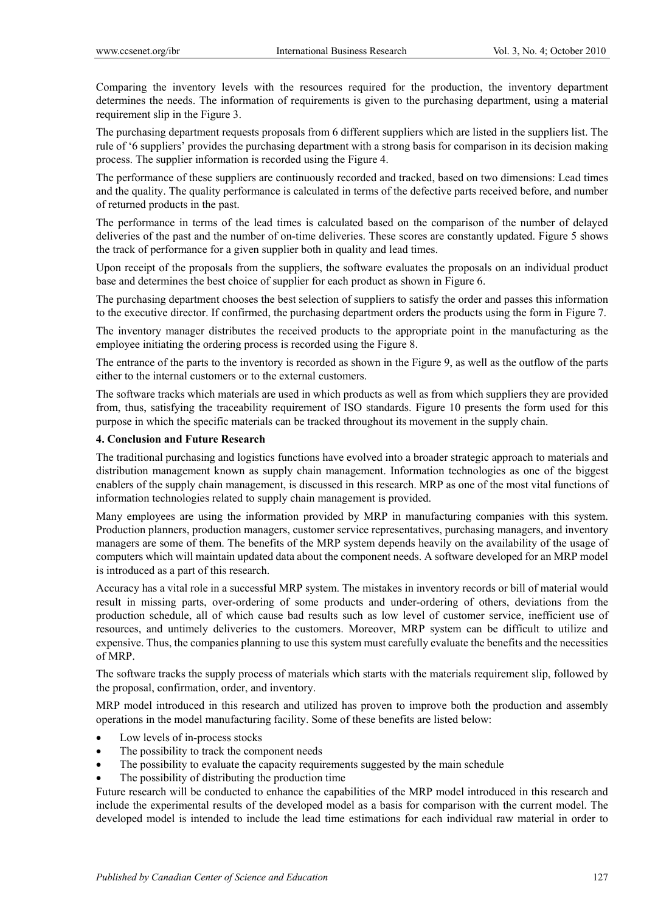Comparing the inventory levels with the resources required for the production, the inventory department determines the needs. The information of requirements is given to the purchasing department, using a material requirement slip in the Figure 3.

The purchasing department requests proposals from 6 different suppliers which are listed in the suppliers list. The rule of '6 suppliers' provides the purchasing department with a strong basis for comparison in its decision making process. The supplier information is recorded using the Figure 4.

The performance of these suppliers are continuously recorded and tracked, based on two dimensions: Lead times and the quality. The quality performance is calculated in terms of the defective parts received before, and number of returned products in the past.

The performance in terms of the lead times is calculated based on the comparison of the number of delayed deliveries of the past and the number of on-time deliveries. These scores are constantly updated. Figure 5 shows the track of performance for a given supplier both in quality and lead times.

Upon receipt of the proposals from the suppliers, the software evaluates the proposals on an individual product base and determines the best choice of supplier for each product as shown in Figure 6.

The purchasing department chooses the best selection of suppliers to satisfy the order and passes this information to the executive director. If confirmed, the purchasing department orders the products using the form in Figure 7.

The inventory manager distributes the received products to the appropriate point in the manufacturing as the employee initiating the ordering process is recorded using the Figure 8.

The entrance of the parts to the inventory is recorded as shown in the Figure 9, as well as the outflow of the parts either to the internal customers or to the external customers.

The software tracks which materials are used in which products as well as from which suppliers they are provided from, thus, satisfying the traceability requirement of ISO standards. Figure 10 presents the form used for this purpose in which the specific materials can be tracked throughout its movement in the supply chain.

## 4. Conclusion and Future Research

The traditional purchasing and logistics functions have evolved into a broader strategic approach to materials and distribution management known as supply chain management. Information technologies as one of the biggest enablers of the supply chain management, is discussed in this research. MRP as one of the most vital functions of information technologies related to supply chain management is provided.

Many employees are using the information provided by MRP in manufacturing companies with this system. Production planners, production managers, customer service representatives, purchasing managers, and inventory managers are some of them. The benefits of the MRP system depends heavily on the availability of the usage of computers which will maintain updated data about the component needs. A software developed for an MRP model is introduced as a part of this research.

Accuracy has a vital role in a successful MRP system. The mistakes in inventory records or bill of material would result in missing parts, over-ordering of some products and under-ordering of others, deviations from the production schedule, all of which cause bad results such as low level of customer service, inefficient use of resources, and untimely deliveries to the customers. Moreover, MRP system can be difficult to utilize and expensive. Thus, the companies planning to use this system must carefully evaluate the benefits and the necessities of MRP.

The software tracks the supply process of materials which starts with the materials requirement slip, followed by the proposal, confirmation, order, and inventory.

MRP model introduced in this research and utilized has proven to improve both the production and assembly operations in the model manufacturing facility. Some of these benefits are listed below:

- Low levels of in-process stocks
- The possibility to track the component needs
- The possibility to evaluate the capacity requirements suggested by the main schedule
- The possibility of distributing the production time

Future research will be conducted to enhance the capabilities of the MRP model introduced in this research and include the experimental results of the developed model as a basis for comparison with the current model. The developed model is intended to include the lead time estimations for each individual raw material in order to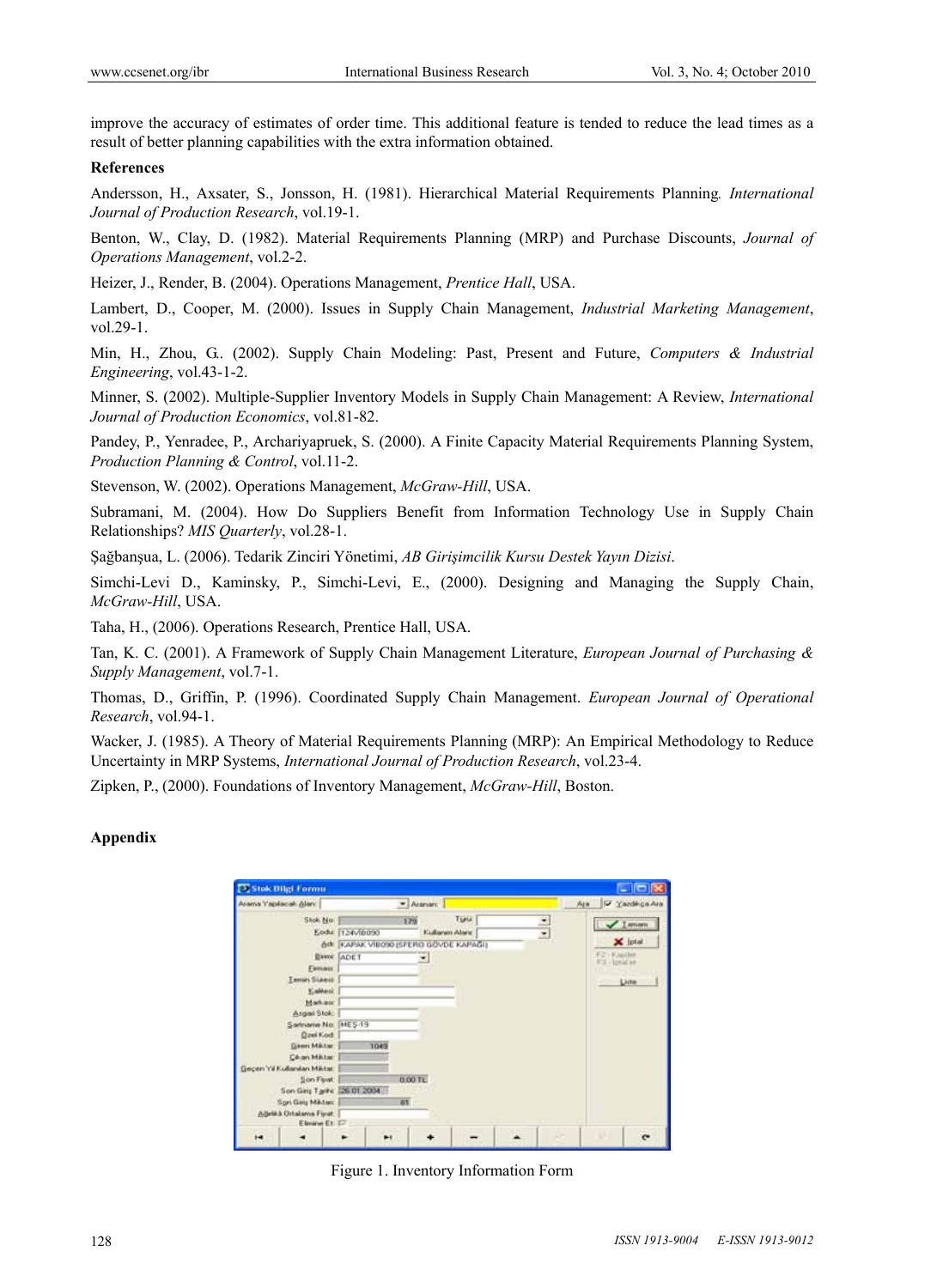improve the accuracy of estimates of order time. This additional feature is tended to reduce the lead times as a result of better planning capabilities with the extra information obtained.

**References**

Andersson, H., Axsater, S., Jonsson, H. (1981). Hierarchical Material Requirements Planning. *International Journal of Production Research*, vol.19-1.

Benton, W., Clay, D. (1982). Material Requirements Planning (MRP) and Purchase Discounts, *Journal of Operations Management*, vol.2-2.

Heizer, J., Render, B. (2004). Operations Management, *Prentice Hall*, USA.

Lambert, D., Cooper, M. (2000). Issues in Supply Chain Management, *Industrial Marketing Management*, vol.29-1.

Min, H., Zhou, G. (2002). Supply Chain Modeling: Past, Present and Future, *Computers & Industrial Engineering*, vol.43-1-2.

Minner, S. (2002). Multiple-Supplier Inventory Models in Supply Chain Management: A Review, *International Journal of Production Economics*, vol.81-82.

Pandey, P., Yenradee, P., Archariyapruek, S. (2000). A Finite Capacity Material Requirements Planning System, *Production Planning & Control*, vol.11-2.

Stevenson, W. (2002). Operations Management, *McGraw-Hill*, USA.

Subramani, M. (2004). How Do Suppliers Benefit from Information Technology Use in Supply Chain Relationships? *MIS Quarterly*, vol.28-1.

Şağbanşua, L. (2006). Tedarik Zinciri Yönetimi, *AB Girişimcilik Kursu Destek Yayın Dizisi*.

Simchi-Levi D., Kaminsky, P., Simchi-Levi, E., (2000). Designing and Managing the Supply Chain, *McGraw-Hill*, USA.

Taha, H., (2006). Operations Research, Prentice Hall, USA.

Tan, K. C. (2001). A Framework of Supply Chain Management Literature, *European Journal of Purchasing & Supply Management*, vol.7-1.

Thomas, D., Griffin, P. (1996). Coordinated Supply Chain Management. *European Journal of Operational Research*, vol.94-1.

Wacker, J. (1985). A Theory of Material Requirements Planning (MRP): An Empirical Methodology to Reduce Uncertainty in MRP Systems, *International Journal of Production Research*, vol.23-4.

Zipken, P., (2000). Foundations of Inventory Management, *McGraw-Hill*, Boston.

**Appendix**

Figure 1. Inventory Information Form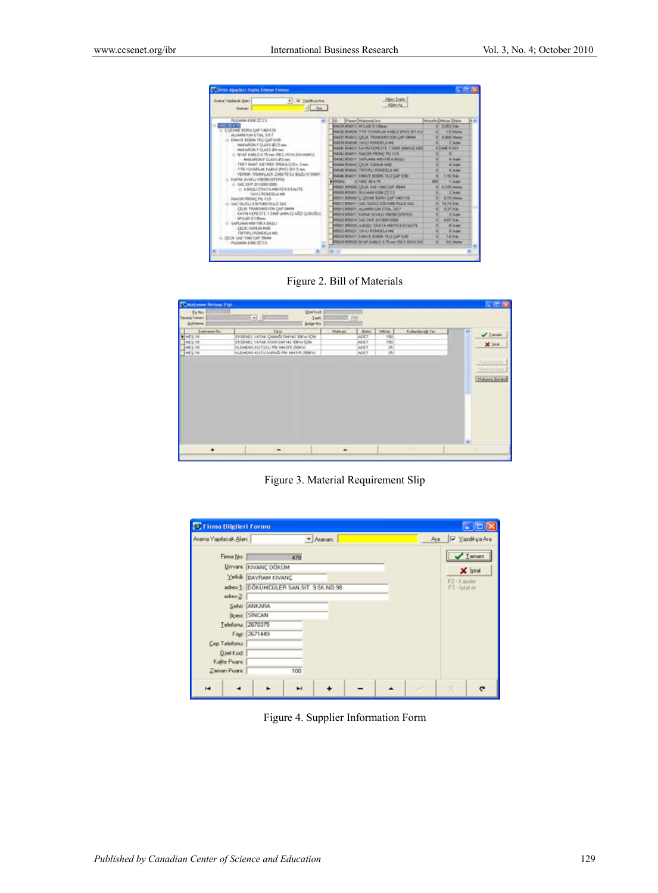Figure 2. Bill of Materials

Figure 3. Material Requirement Slip

Figure 4. Supplier Information Form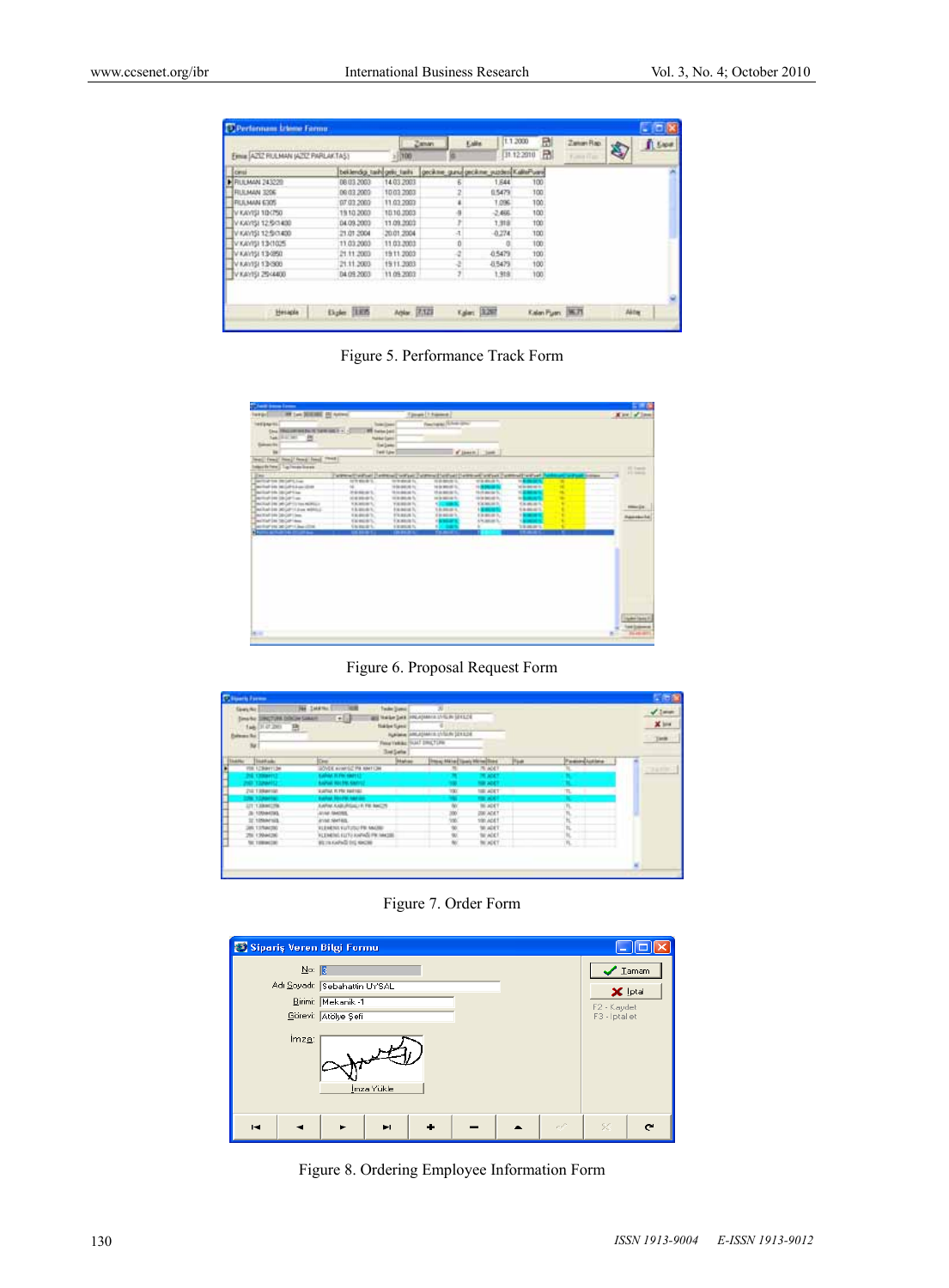Figure 5. Performance Track Form

Figure 6. Proposal Request Form

Figure 7. Order Form

Figure 8. Ordering Employee Information Form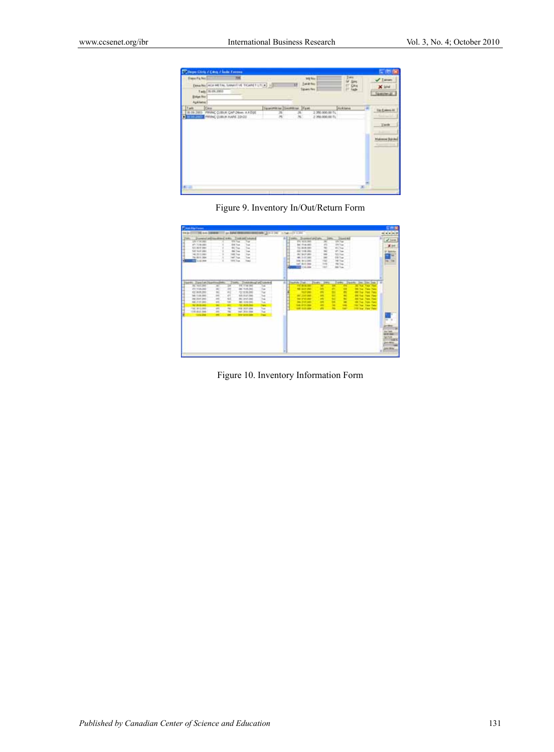Figure 9. Inventory In/Out/Return Form

Figure 10. Inventory Information Form